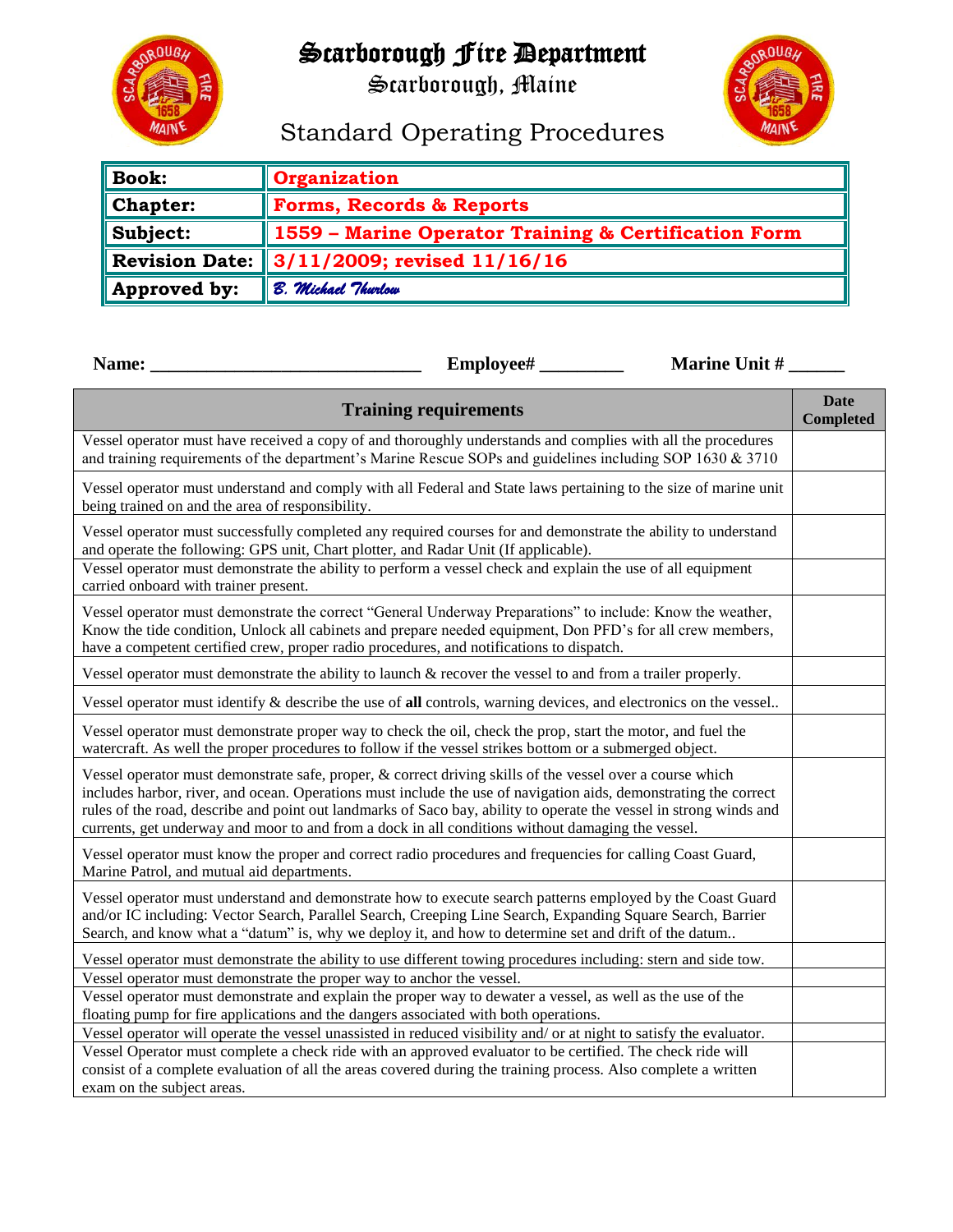# Scarborough Fire Department

## Scarborough, Maine

## Standard Operating Procedures

| | |
|---|---|
| **Book:** | **Organization** |
| **Chapter:** | **Forms, Records & Reports** |
| **Subject:** | **1559 – Marine Operator Training & Certification Form** |
| **Revision Date:** | **3/11/2009; revised 11/16/16** |
| **Approved by:** | *B. Michael Thurlow* |

**Name:** ______________________________ **Employee#** _________ **Marine Unit #** ______

| Training requirements | Date Completed |
|---|---|
| Vessel operator must have received a copy of and thoroughly understands and complies with all the procedures and training requirements of the department's Marine Rescue SOPs and guidelines including SOP 1630 & 3710 | |
| Vessel operator must understand and comply with all Federal and State laws pertaining to the size of marine unit being trained on and the area of responsibility. | |
| Vessel operator must successfully completed any required courses for and demonstrate the ability to understand and operate the following: GPS unit, Chart plotter, and Radar Unit (If applicable). | |
| Vessel operator must demonstrate the ability to perform a vessel check and explain the use of all equipment carried onboard with trainer present. | |
| Vessel operator must demonstrate the correct "General Underway Preparations" to include: Know the weather, Know the tide condition, Unlock all cabinets and prepare needed equipment, Don PFD's for all crew members, have a competent certified crew, proper radio procedures, and notifications to dispatch. | |
| Vessel operator must demonstrate the ability to launch & recover the vessel to and from a trailer properly. | |
| Vessel operator must identify & describe the use of **all** controls, warning devices, and electronics on the vessel.. | |
| Vessel operator must demonstrate proper way to check the oil, check the prop, start the motor, and fuel the watercraft. As well the proper procedures to follow if the vessel strikes bottom or a submerged object. | |
| Vessel operator must demonstrate safe, proper, & correct driving skills of the vessel over a course which includes harbor, river, and ocean. Operations must include the use of navigation aids, demonstrating the correct rules of the road, describe and point out landmarks of Saco bay, ability to operate the vessel in strong winds and currents, get underway and moor to and from a dock in all conditions without damaging the vessel. | |
| Vessel operator must know the proper and correct radio procedures and frequencies for calling Coast Guard, Marine Patrol, and mutual aid departments. | |
| Vessel operator must understand and demonstrate how to execute search patterns employed by the Coast Guard and/or IC including: Vector Search, Parallel Search, Creeping Line Search, Expanding Square Search, Barrier Search, and know what a "datum" is, why we deploy it, and how to determine set and drift of the datum.. | |
| Vessel operator must demonstrate the ability to use different towing procedures including: stern and side tow. | |
| Vessel operator must demonstrate the proper way to anchor the vessel. | |
| Vessel operator must demonstrate and explain the proper way to dewater a vessel, as well as the use of the floating pump for fire applications and the dangers associated with both operations. | |
| Vessel operator will operate the vessel unassisted in reduced visibility and/ or at night to satisfy the evaluator. | |
| Vessel Operator must complete a check ride with an approved evaluator to be certified. The check ride will consist of a complete evaluation of all the areas covered during the training process. Also complete a written exam on the subject areas. | |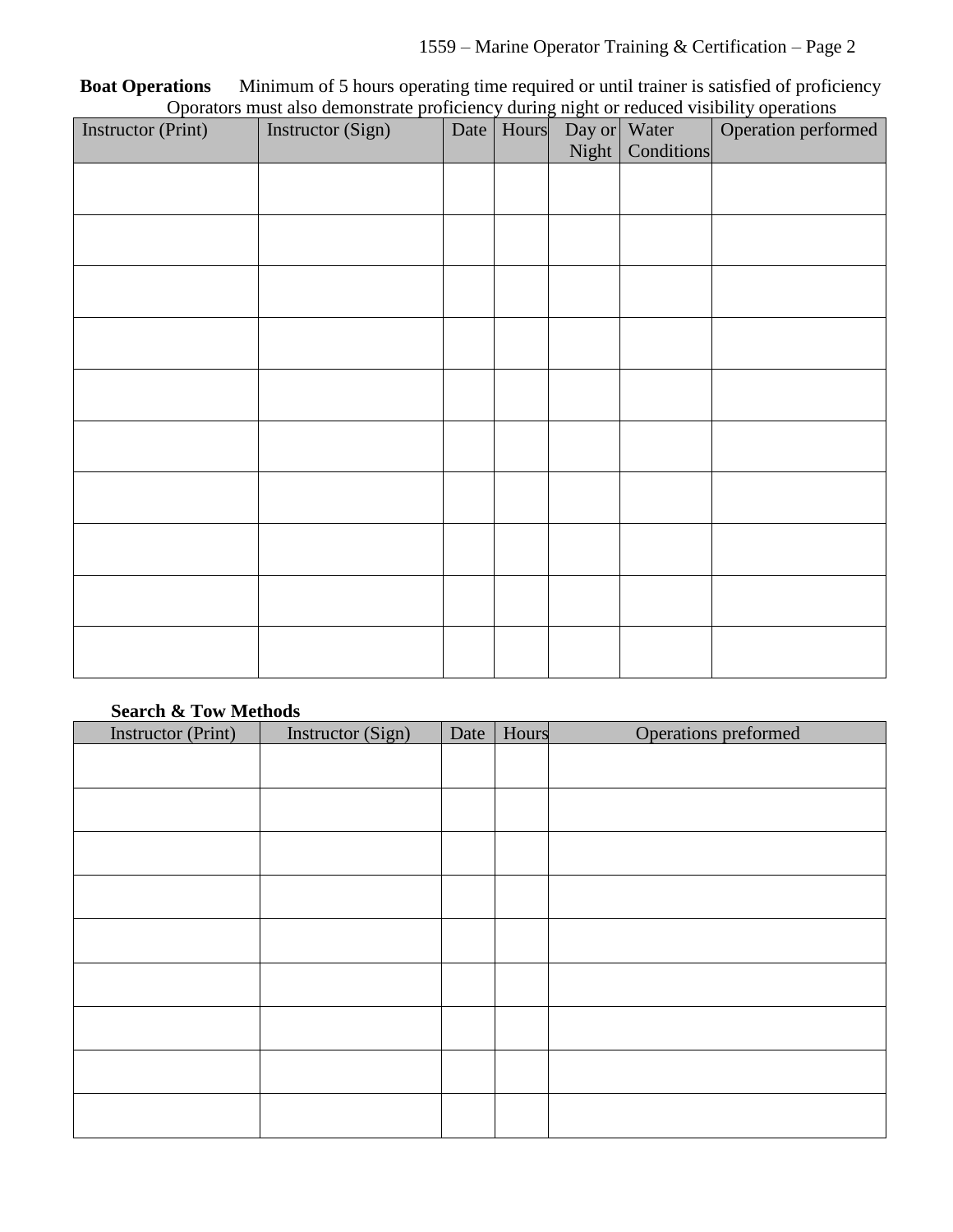**Boat Operations** Minimum of 5 hours operating time required or until trainer is satisfied of proficiency
Oporators must also demonstrate proficiency during night or reduced visibility operations

| Instructor (Print) | Instructor (Sign) | Date | Hours | Day or Night | Water Conditions | Operation performed |
|---|---|---|---|---|---|---|
| | | | | | | |
| | | | | | | |
| | | | | | | |
| | | | | | | |
| | | | | | | |
| | | | | | | |
| | | | | | | |
| | | | | | | |
| | | | | | | |
| | | | | | | |

**Search & Tow Methods**

| Instructor (Print) | Instructor (Sign) | Date | Hours | Operations preformed |
|---|---|---|---|---|
| | | | | |
| | | | | |
| | | | | |
| | | | | |
| | | | | |
| | | | | |
| | | | | |
| | | | | |
| | | | | |